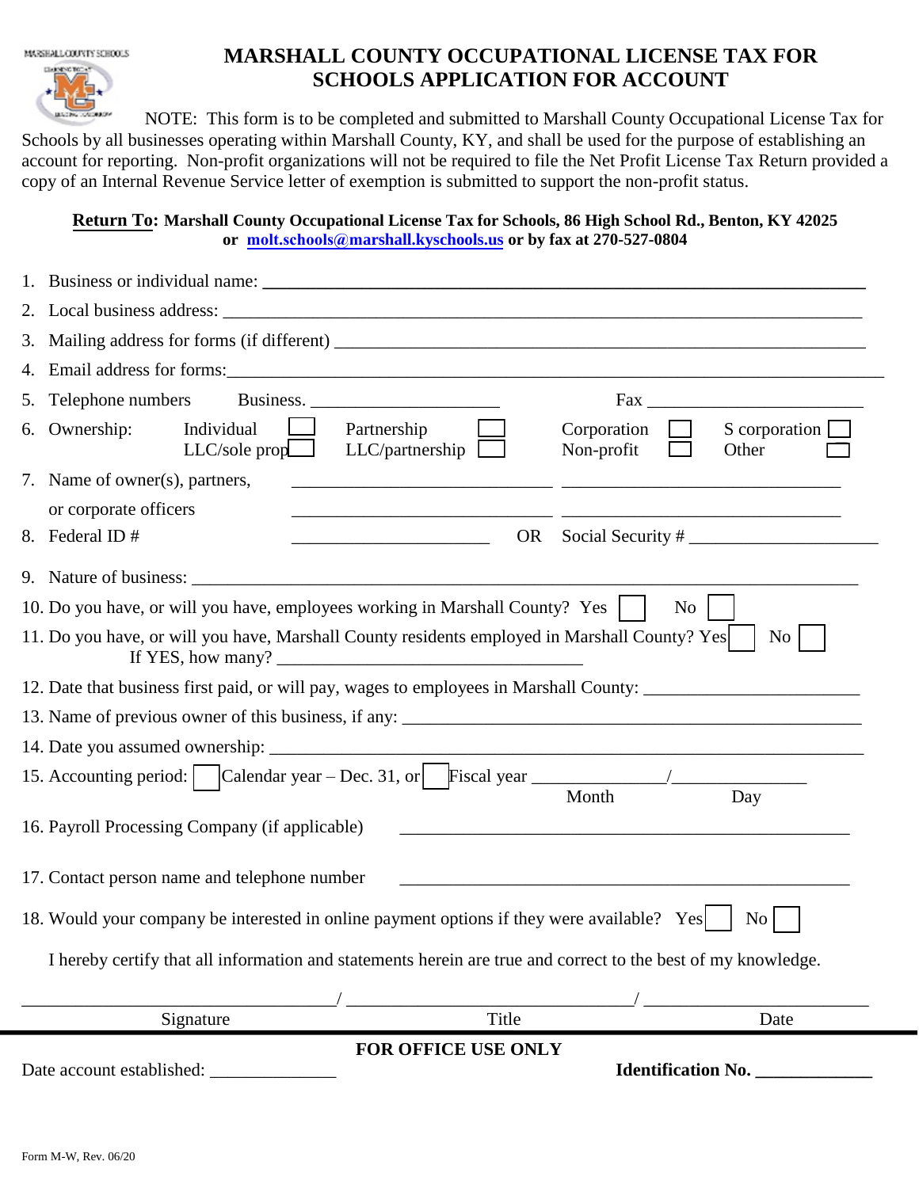# MARSHALL COUNTY OCCUPATIONAL LICENSE TAX FOR SCHOOLS APPLICATION FOR ACCOUNT

NOTE: This form is to be completed and submitted to Marshall County Occupational License Tax for Schools by all businesses operating within Marshall County, KY, and shall be used for the purpose of establishing an account for reporting. Non-profit organizations will not be required to file the Net Profit License Tax Return provided a copy of an Internal Revenue Service letter of exemption is submitted to support the non-profit status.

**Return To: Marshall County Occupational License Tax for Schools, 86 High School Rd., Benton, KY 42025 or molt.schools@marshall.kyschools.us or by fax at 270-527-0804**

1. Business or individual name: ______________________________
2. Local business address: ______________________________
3. Mailing address for forms (if different) ______________________________
4. Email address for forms: ______________________________
5. Telephone numbers Business. ____________________ Fax ____________________
6. Ownership: Individual ☐ Partnership ☐ Corporation ☐ S corporation ☐ LLC/sole prop ☐ LLC/partnership ☐ Non-profit ☐ Other ☐
7. Name of owner(s), partners, or corporate officers ____________________ ____________________ ____________________ ____________________
8. Federal ID # ____________________ OR Social Security # ____________________
9. Nature of business: ______________________________
10. Do you have, or will you have, employees working in Marshall County? Yes ☐ No ☐
11. Do you have, or will you have, Marshall County residents employed in Marshall County? Yes ☐ No ☐ If YES, how many? ____________________
12. Date that business first paid, or will pay, wages to employees in Marshall County: ____________________
13. Name of previous owner of this business, if any: ______________________________
14. Date you assumed ownership: ______________________________
15. Accounting period: ☐ Calendar year – Dec. 31, or ☐ Fiscal year ____________ / ____________ (Month / Day)
16. Payroll Processing Company (if applicable) ______________________________
17. Contact person name and telephone number ______________________________
18. Would your company be interested in online payment options if they were available? Yes ☐ No ☐

I hereby certify that all information and statements herein are true and correct to the best of my knowledge.

____________________ / ____________________ / ____________________
Signature / Title / Date

**FOR OFFICE USE ONLY**

Date account established: ____________ **Identification No. ____________**

Form M-W, Rev. 06/20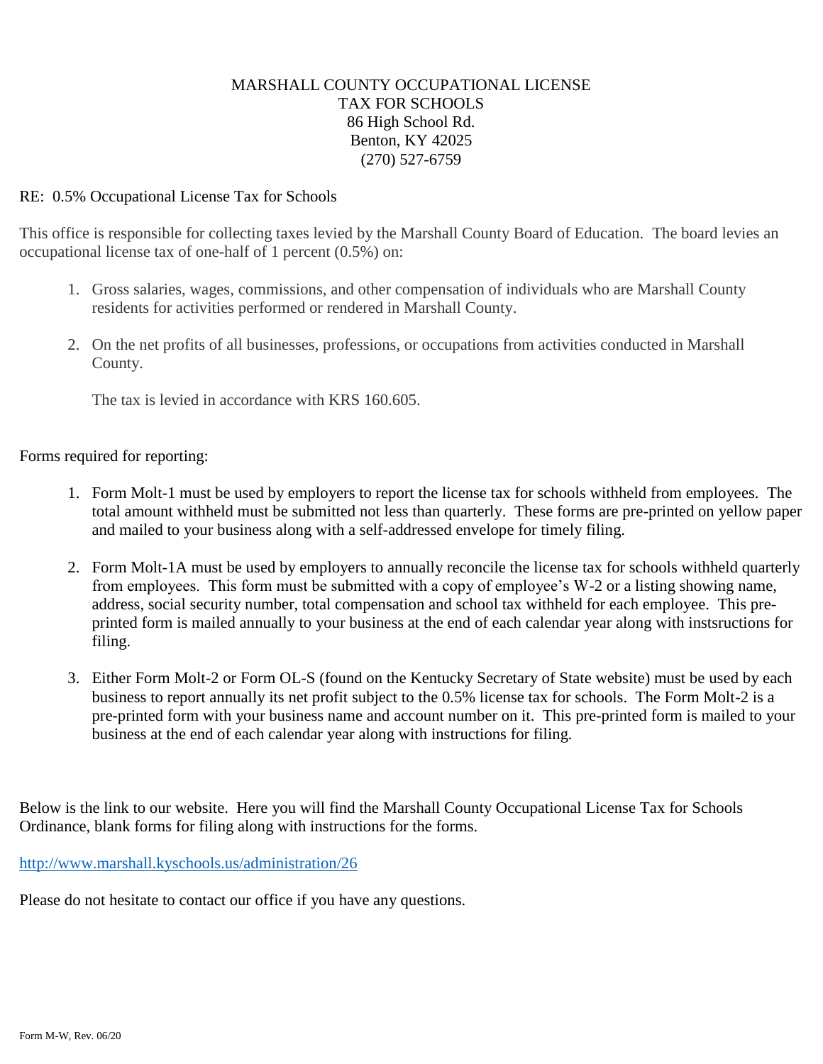MARSHALL COUNTY OCCUPATIONAL LICENSE
TAX FOR SCHOOLS
86 High School Rd.
Benton, KY 42025
(270) 527-6759

RE: 0.5% Occupational License Tax for Schools

This office is responsible for collecting taxes levied by the Marshall County Board of Education. The board levies an occupational license tax of one-half of 1 percent (0.5%) on:

1. Gross salaries, wages, commissions, and other compensation of individuals who are Marshall County residents for activities performed or rendered in Marshall County.

2. On the net profits of all businesses, professions, or occupations from activities conducted in Marshall County.

   The tax is levied in accordance with KRS 160.605.

Forms required for reporting:

1. Form Molt-1 must be used by employers to report the license tax for schools withheld from employees. The total amount withheld must be submitted not less than quarterly. These forms are pre-printed on yellow paper and mailed to your business along with a self-addressed envelope for timely filing.

2. Form Molt-1A must be used by employers to annually reconcile the license tax for schools withheld quarterly from employees. This form must be submitted with a copy of employee's W-2 or a listing showing name, address, social security number, total compensation and school tax withheld for each employee. This pre-printed form is mailed annually to your business at the end of each calendar year along with instsructions for filing.

3. Either Form Molt-2 or Form OL-S (found on the Kentucky Secretary of State website) must be used by each business to report annually its net profit subject to the 0.5% license tax for schools. The Form Molt-2 is a pre-printed form with your business name and account number on it. This pre-printed form is mailed to your business at the end of each calendar year along with instructions for filing.

Below is the link to our website. Here you will find the Marshall County Occupational License Tax for Schools Ordinance, blank forms for filing along with instructions for the forms.

http://www.marshall.kyschools.us/administration/26

Please do not hesitate to contact our office if you have any questions.

Form M-W, Rev. 06/20